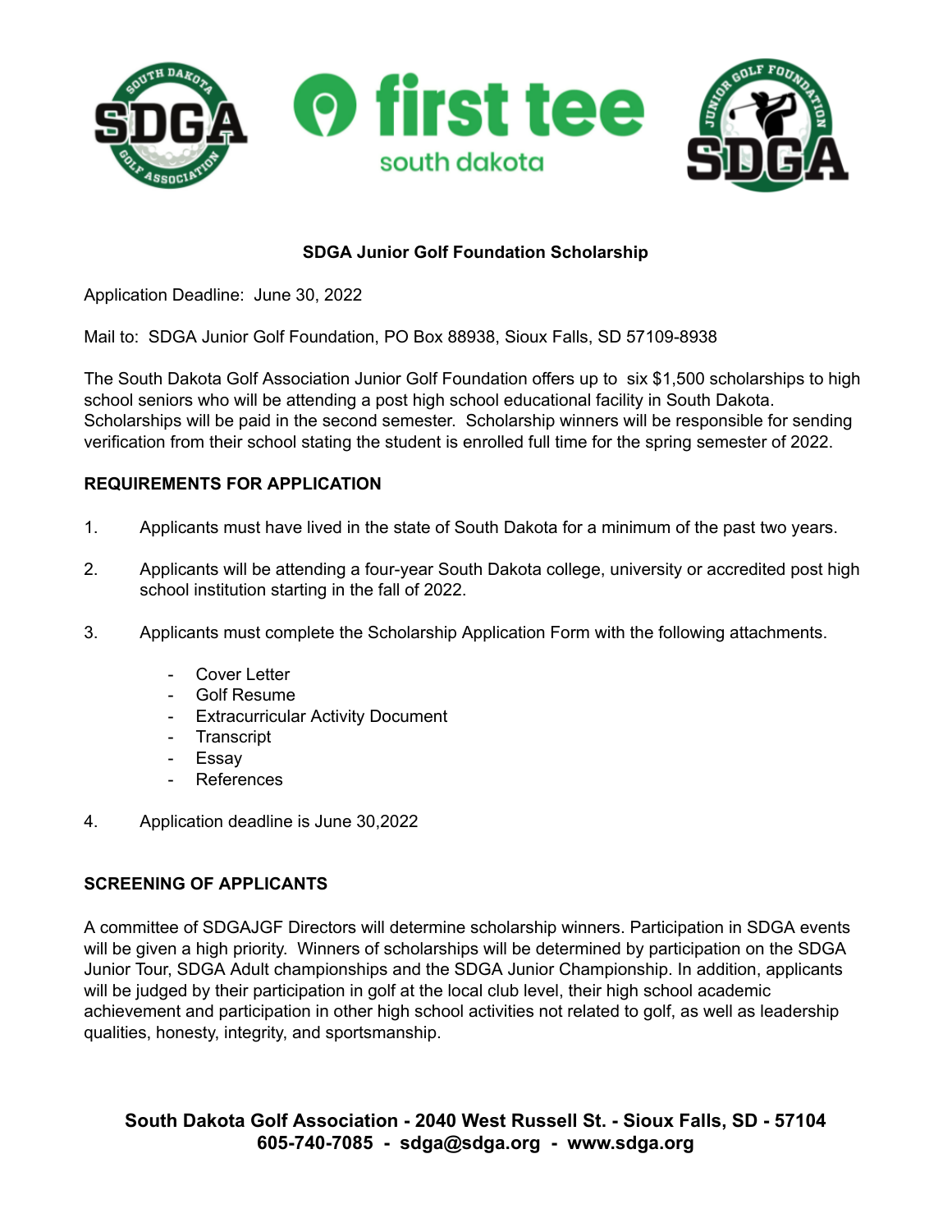**SDGA Junior Golf Foundation Scholarship**

Application Deadline: June 30, 2022

Mail to: SDGA Junior Golf Foundation, PO Box 88938, Sioux Falls, SD 57109-8938

The South Dakota Golf Association Junior Golf Foundation offers up to six $1,500 scholarships to high school seniors who will be attending a post high school educational facility in South Dakota. Scholarships will be paid in the second semester. Scholarship winners will be responsible for sending verification from their school stating the student is enrolled full time for the spring semester of 2022.

## REQUIREMENTS FOR APPLICATION

1. Applicants must have lived in the state of South Dakota for a minimum of the past two years.
2. Applicants will be attending a four-year South Dakota college, university or accredited post high school institution starting in the fall of 2022.
3. Applicants must complete the Scholarship Application Form with the following attachments.
   - Cover Letter
   - Golf Resume
   - Extracurricular Activity Document
   - Transcript
   - Essay
   - References
4. Application deadline is June 30,2022

## SCREENING OF APPLICANTS

A committee of SDGAJGF Directors will determine scholarship winners. Participation in SDGA events will be given a high priority. Winners of scholarships will be determined by participation on the SDGA Junior Tour, SDGA Adult championships and the SDGA Junior Championship. In addition, applicants will be judged by their participation in golf at the local club level, their high school academic achievement and participation in other high school activities not related to golf, as well as leadership qualities, honesty, integrity, and sportsmanship.

**South Dakota Golf Association - 2040 West Russell St. - Sioux Falls, SD - 57104**
**605-740-7085 - sdga@sdga.org - www.sdga.org**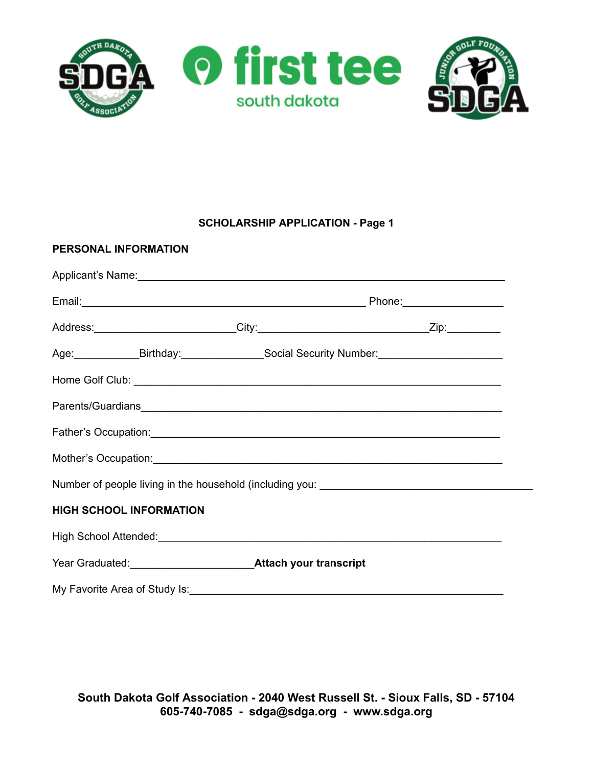**SCHOLARSHIP APPLICATION - Page 1**

**PERSONAL INFORMATION**

Applicant's Name:___________________________________________________________________

Email:_____________________________________________________ Phone:_________________

Address:__________________________City:_______________________________Zip:_________

Age:___________Birthday:______________Social Security Number:______________________

Home Golf Club: ____________________________________________________________________

Parents/Guardians___________________________________________________________________

Father's Occupation:________________________________________________________________

Mother's Occupation:________________________________________________________________

Number of people living in the household (including you: ____________________________________

**HIGH SCHOOL INFORMATION**

High School Attended:_______________________________________________________________

Year Graduated:_____________________**Attach your transcript**

My Favorite Area of Study Is:________________________________________________________

**South Dakota Golf Association - 2040 West Russell St. - Sioux Falls, SD - 57104**
**605-740-7085 - sdga@sdga.org - www.sdga.org**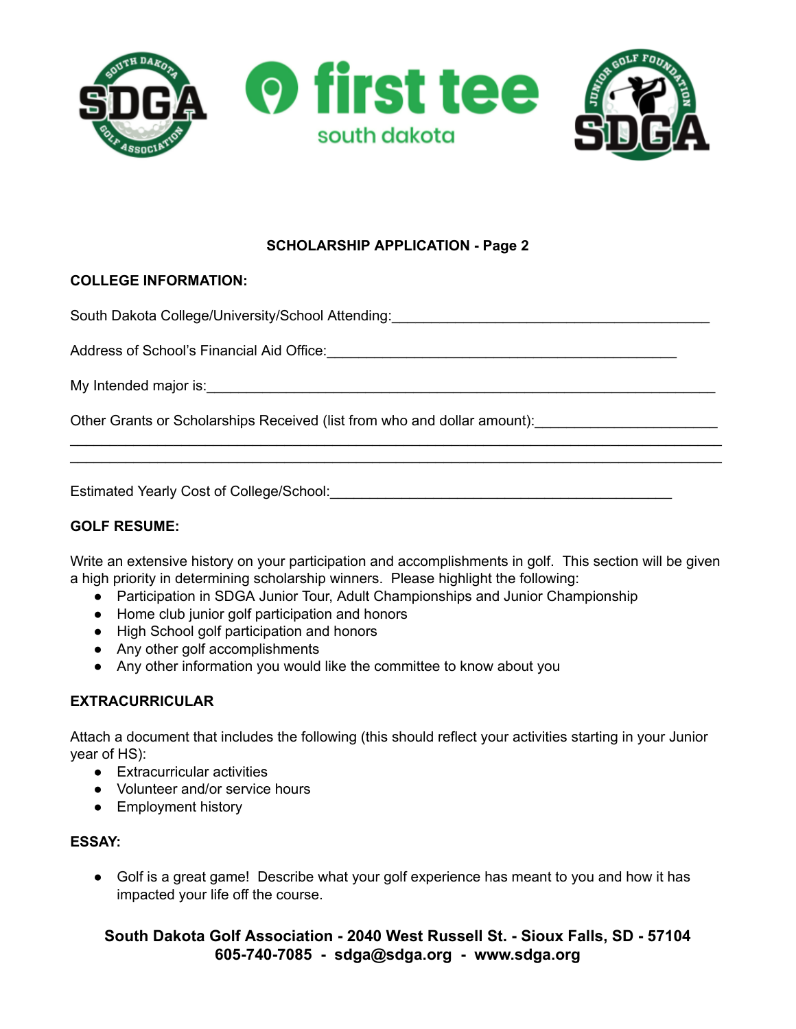**SCHOLARSHIP APPLICATION - Page 2**

**COLLEGE INFORMATION:**

South Dakota College/University/School Attending:_______________________________________

Address of School's Financial Aid Office:___________________________________________

My Intended major is:_____________________________________________________________

Other Grants or Scholarships Received (list from who and dollar amount):_____________________
___________________________________________________________________________________
___________________________________________________________________________________

Estimated Yearly Cost of College/School:___________________________________________

**GOLF RESUME:**

Write an extensive history on your participation and accomplishments in golf. This section will be given a high priority in determining scholarship winners. Please highlight the following:

- Participation in SDGA Junior Tour, Adult Championships and Junior Championship
- Home club junior golf participation and honors
- High School golf participation and honors
- Any other golf accomplishments
- Any other information you would like the committee to know about you

**EXTRACURRICULAR**

Attach a document that includes the following (this should reflect your activities starting in your Junior year of HS):

- Extracurricular activities
- Volunteer and/or service hours
- Employment history

**ESSAY:**

- Golf is a great game! Describe what your golf experience has meant to you and how it has impacted your life off the course.

**South Dakota Golf Association - 2040 West Russell St. - Sioux Falls, SD - 57104**
**605-740-7085 - sdga@sdga.org - www.sdga.org**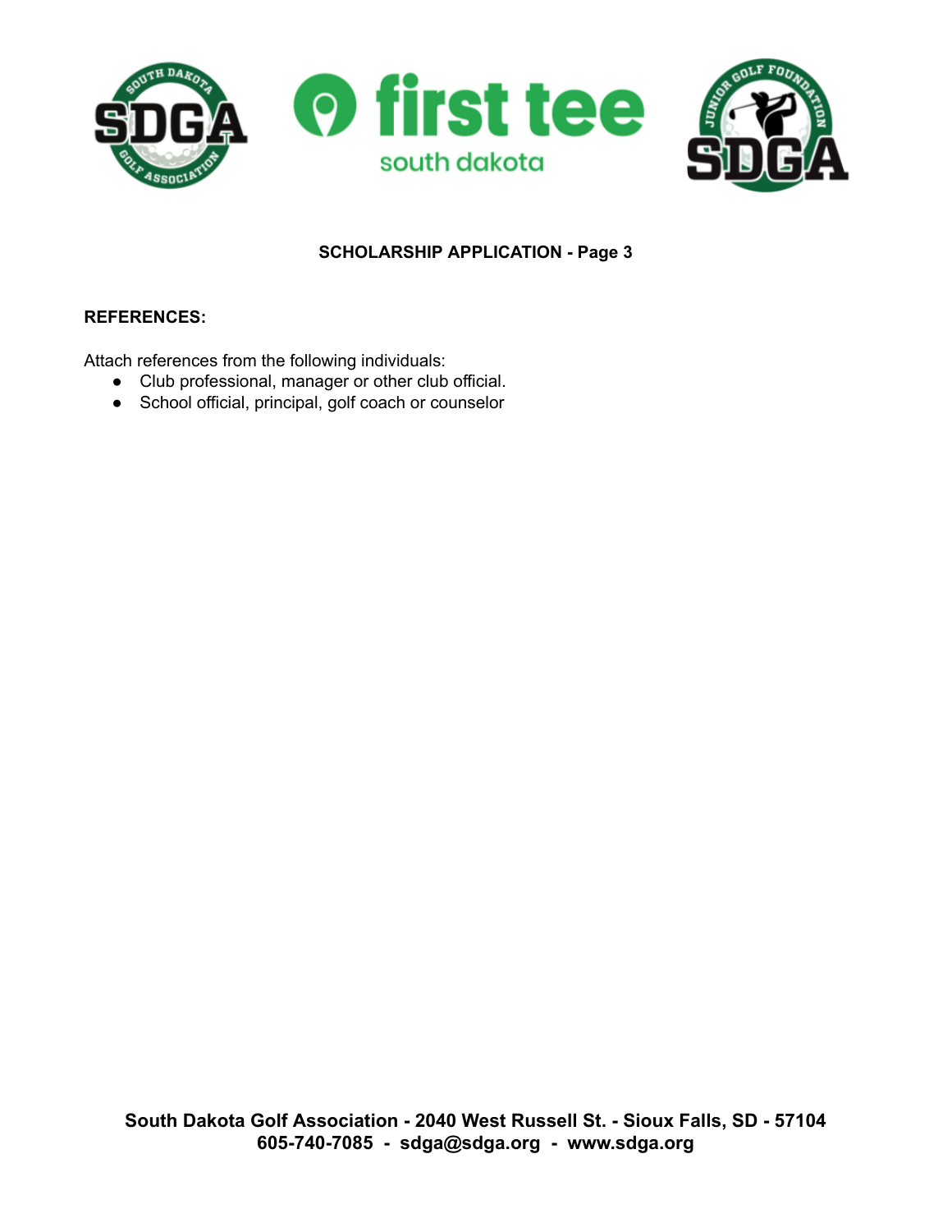**SCHOLARSHIP APPLICATION - Page 3**

**REFERENCES:**

Attach references from the following individuals:

- Club professional, manager or other club official.
- School official, principal, golf coach or counselor

**South Dakota Golf Association - 2040 West Russell St. - Sioux Falls, SD - 57104**
**605-740-7085 - sdga@sdga.org - www.sdga.org**